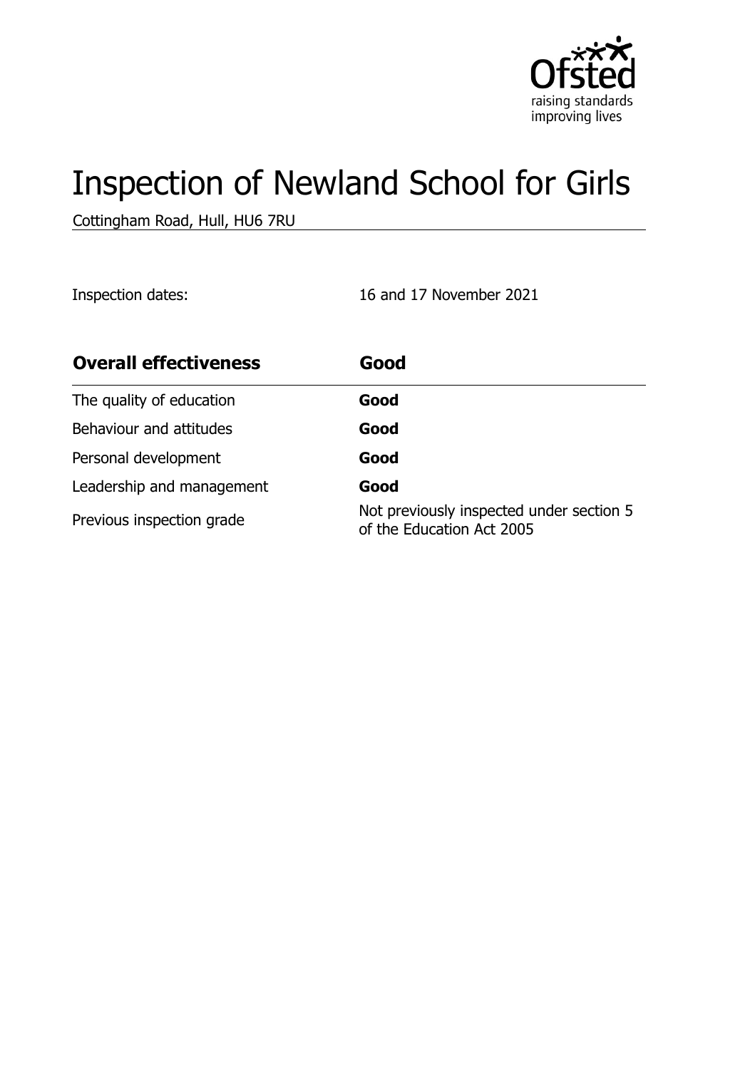# Inspection of Newland School for Girls

Cottingham Road, Hull, HU6 7RU

Inspection dates: 16 and 17 November 2021

| Overall effectiveness | Good |
|---|---|
| The quality of education | **Good** |
| Behaviour and attitudes | **Good** |
| Personal development | **Good** |
| Leadership and management | **Good** |
| Previous inspection grade | Not previously inspected under section 5 of the Education Act 2005 |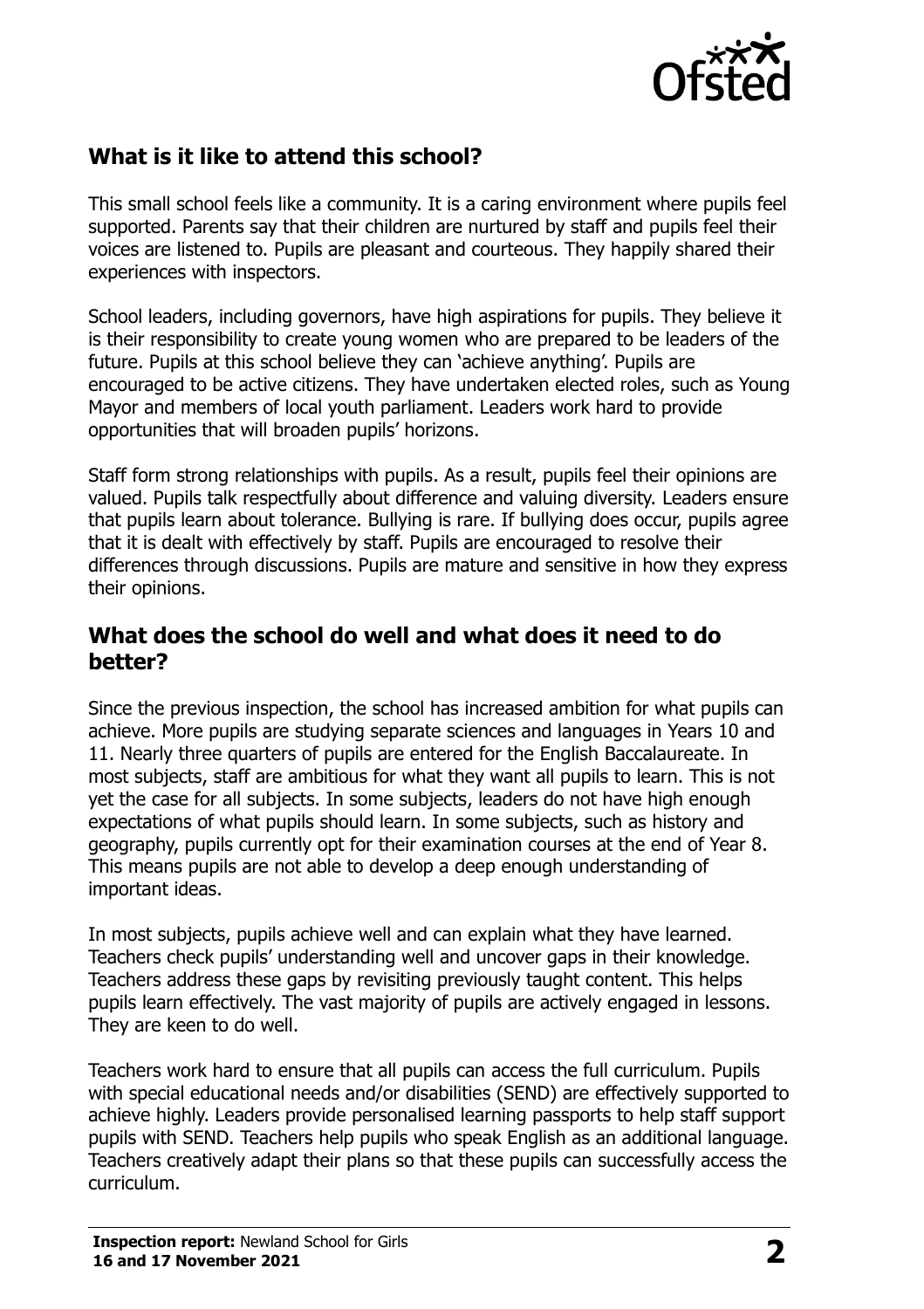## What is it like to attend this school?

This small school feels like a community. It is a caring environment where pupils feel supported. Parents say that their children are nurtured by staff and pupils feel their voices are listened to. Pupils are pleasant and courteous. They happily shared their experiences with inspectors.

School leaders, including governors, have high aspirations for pupils. They believe it is their responsibility to create young women who are prepared to be leaders of the future. Pupils at this school believe they can 'achieve anything'. Pupils are encouraged to be active citizens. They have undertaken elected roles, such as Young Mayor and members of local youth parliament. Leaders work hard to provide opportunities that will broaden pupils' horizons.

Staff form strong relationships with pupils. As a result, pupils feel their opinions are valued. Pupils talk respectfully about difference and valuing diversity. Leaders ensure that pupils learn about tolerance. Bullying is rare. If bullying does occur, pupils agree that it is dealt with effectively by staff. Pupils are encouraged to resolve their differences through discussions. Pupils are mature and sensitive in how they express their opinions.

## What does the school do well and what does it need to do better?

Since the previous inspection, the school has increased ambition for what pupils can achieve. More pupils are studying separate sciences and languages in Years 10 and 11. Nearly three quarters of pupils are entered for the English Baccalaureate. In most subjects, staff are ambitious for what they want all pupils to learn. This is not yet the case for all subjects. In some subjects, leaders do not have high enough expectations of what pupils should learn. In some subjects, such as history and geography, pupils currently opt for their examination courses at the end of Year 8. This means pupils are not able to develop a deep enough understanding of important ideas.

In most subjects, pupils achieve well and can explain what they have learned. Teachers check pupils' understanding well and uncover gaps in their knowledge. Teachers address these gaps by revisiting previously taught content. This helps pupils learn effectively. The vast majority of pupils are actively engaged in lessons. They are keen to do well.

Teachers work hard to ensure that all pupils can access the full curriculum. Pupils with special educational needs and/or disabilities (SEND) are effectively supported to achieve highly. Leaders provide personalised learning passports to help staff support pupils with SEND. Teachers help pupils who speak English as an additional language. Teachers creatively adapt their plans so that these pupils can successfully access the curriculum.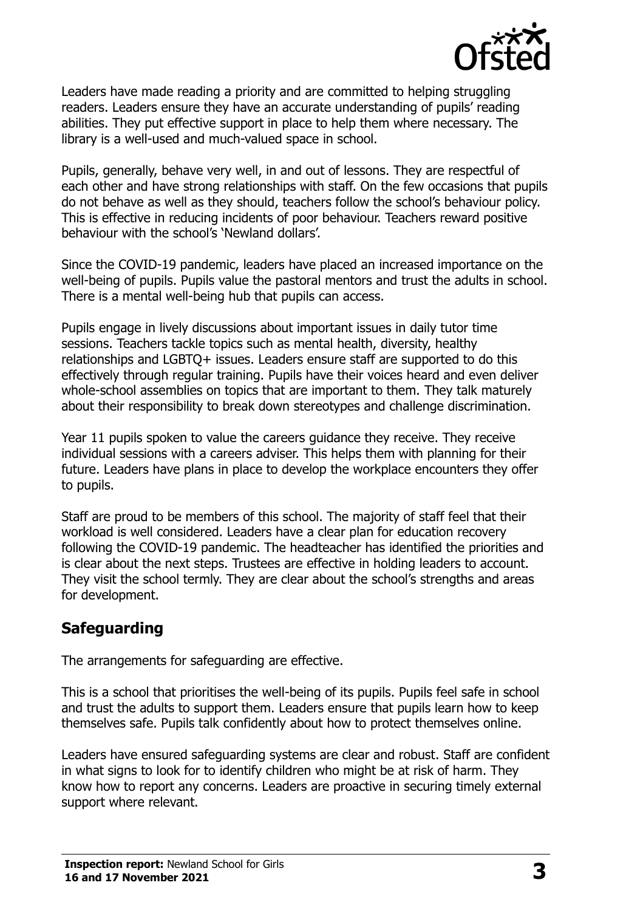Leaders have made reading a priority and are committed to helping struggling readers. Leaders ensure they have an accurate understanding of pupils' reading abilities. They put effective support in place to help them where necessary. The library is a well-used and much-valued space in school.

Pupils, generally, behave very well, in and out of lessons. They are respectful of each other and have strong relationships with staff. On the few occasions that pupils do not behave as well as they should, teachers follow the school's behaviour policy. This is effective in reducing incidents of poor behaviour. Teachers reward positive behaviour with the school's 'Newland dollars'.

Since the COVID-19 pandemic, leaders have placed an increased importance on the well-being of pupils. Pupils value the pastoral mentors and trust the adults in school. There is a mental well-being hub that pupils can access.

Pupils engage in lively discussions about important issues in daily tutor time sessions. Teachers tackle topics such as mental health, diversity, healthy relationships and LGBTQ+ issues. Leaders ensure staff are supported to do this effectively through regular training. Pupils have their voices heard and even deliver whole-school assemblies on topics that are important to them. They talk maturely about their responsibility to break down stereotypes and challenge discrimination.

Year 11 pupils spoken to value the careers guidance they receive. They receive individual sessions with a careers adviser. This helps them with planning for their future. Leaders have plans in place to develop the workplace encounters they offer to pupils.

Staff are proud to be members of this school. The majority of staff feel that their workload is well considered. Leaders have a clear plan for education recovery following the COVID-19 pandemic. The headteacher has identified the priorities and is clear about the next steps. Trustees are effective in holding leaders to account. They visit the school termly. They are clear about the school's strengths and areas for development.

## Safeguarding

The arrangements for safeguarding are effective.

This is a school that prioritises the well-being of its pupils. Pupils feel safe in school and trust the adults to support them. Leaders ensure that pupils learn how to keep themselves safe. Pupils talk confidently about how to protect themselves online.

Leaders have ensured safeguarding systems are clear and robust. Staff are confident in what signs to look for to identify children who might be at risk of harm. They know how to report any concerns. Leaders are proactive in securing timely external support where relevant.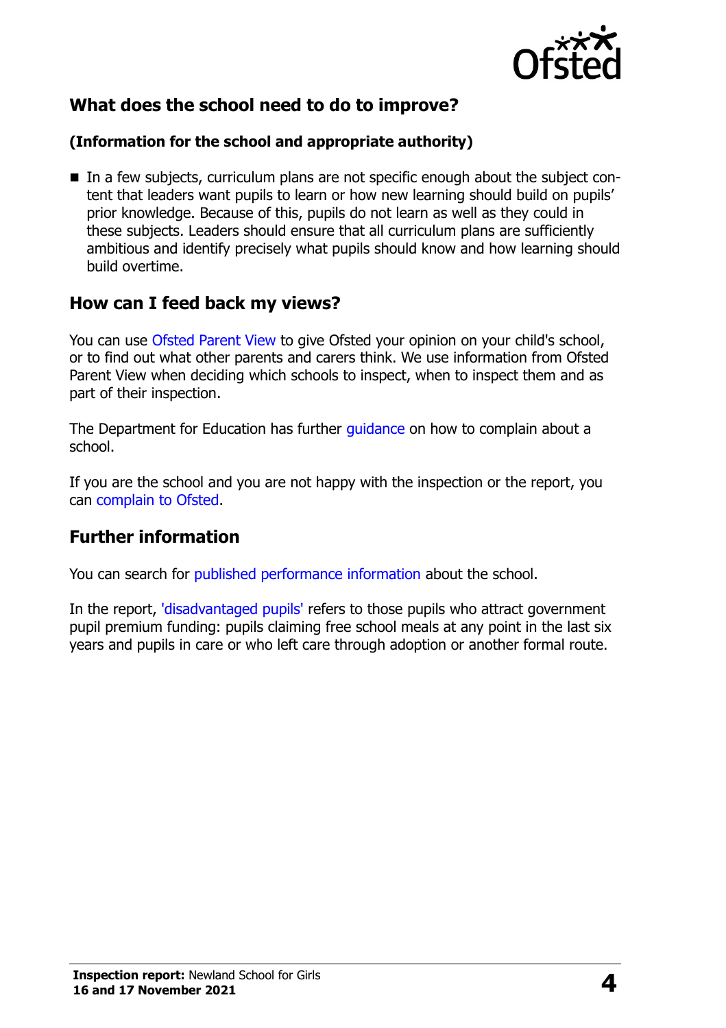## What does the school need to do to improve?

### (Information for the school and appropriate authority)

- In a few subjects, curriculum plans are not specific enough about the subject content that leaders want pupils to learn or how new learning should build on pupils' prior knowledge. Because of this, pupils do not learn as well as they could in these subjects. Leaders should ensure that all curriculum plans are sufficiently ambitious and identify precisely what pupils should know and how learning should build overtime.

## How can I feed back my views?

You can use Ofsted Parent View to give Ofsted your opinion on your child's school, or to find out what other parents and carers think. We use information from Ofsted Parent View when deciding which schools to inspect, when to inspect them and as part of their inspection.

The Department for Education has further guidance on how to complain about a school.

If you are the school and you are not happy with the inspection or the report, you can complain to Ofsted.

## Further information

You can search for published performance information about the school.

In the report, 'disadvantaged pupils' refers to those pupils who attract government pupil premium funding: pupils claiming free school meals at any point in the last six years and pupils in care or who left care through adoption or another formal route.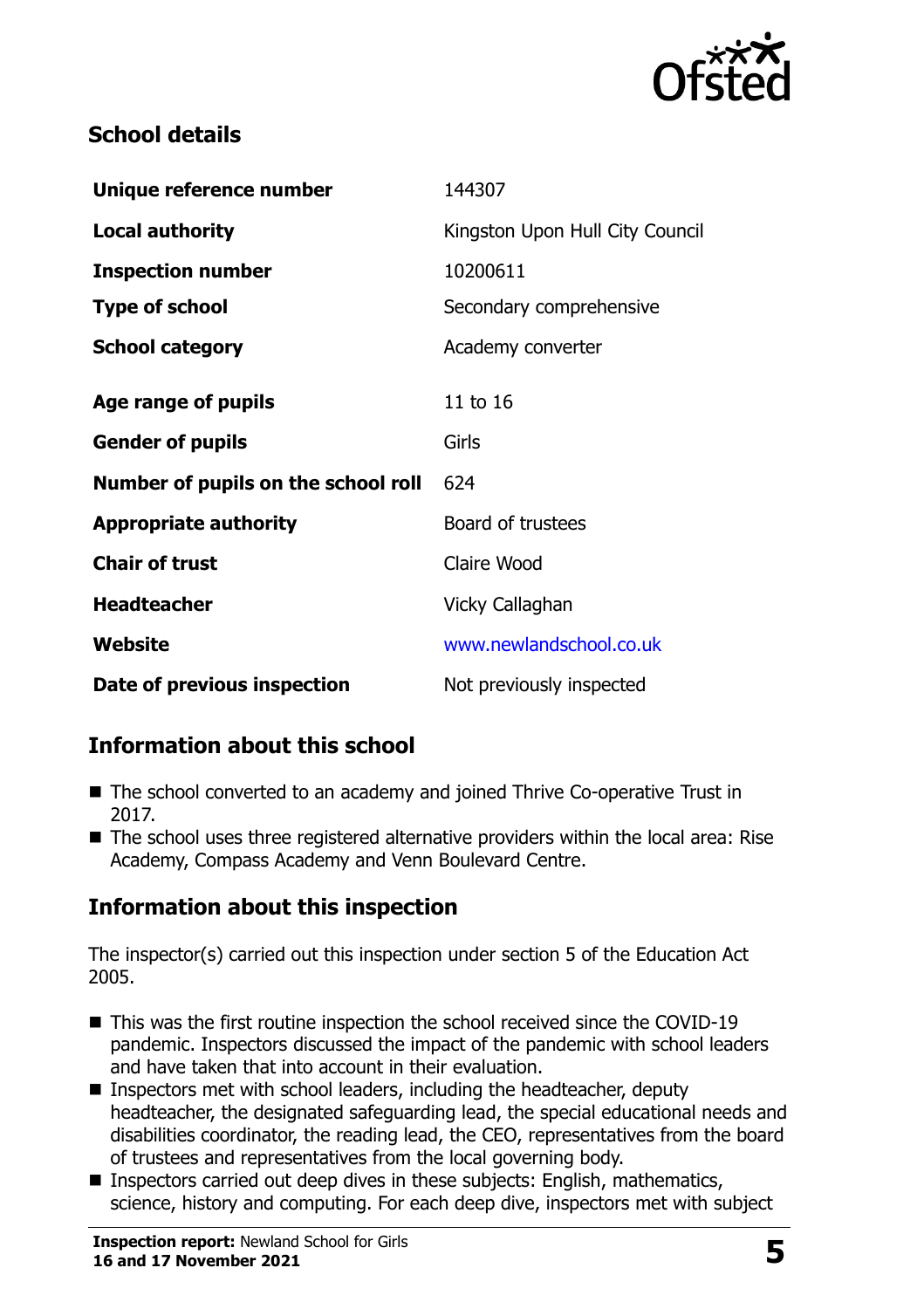## School details

| | |
|---|---|
| **Unique reference number** | 144307 |
| **Local authority** | Kingston Upon Hull City Council |
| **Inspection number** | 10200611 |
| **Type of school** | Secondary comprehensive |
| **School category** | Academy converter |
| **Age range of pupils** | 11 to 16 |
| **Gender of pupils** | Girls |
| **Number of pupils on the school roll** | 624 |
| **Appropriate authority** | Board of trustees |
| **Chair of trust** | Claire Wood |
| **Headteacher** | Vicky Callaghan |
| **Website** | www.newlandschool.co.uk |
| **Date of previous inspection** | Not previously inspected |

## Information about this school

- The school converted to an academy and joined Thrive Co-operative Trust in 2017.
- The school uses three registered alternative providers within the local area: Rise Academy, Compass Academy and Venn Boulevard Centre.

## Information about this inspection

The inspector(s) carried out this inspection under section 5 of the Education Act 2005.

- This was the first routine inspection the school received since the COVID-19 pandemic. Inspectors discussed the impact of the pandemic with school leaders and have taken that into account in their evaluation.
- Inspectors met with school leaders, including the headteacher, deputy headteacher, the designated safeguarding lead, the special educational needs and disabilities coordinator, the reading lead, the CEO, representatives from the board of trustees and representatives from the local governing body.
- Inspectors carried out deep dives in these subjects: English, mathematics, science, history and computing. For each deep dive, inspectors met with subject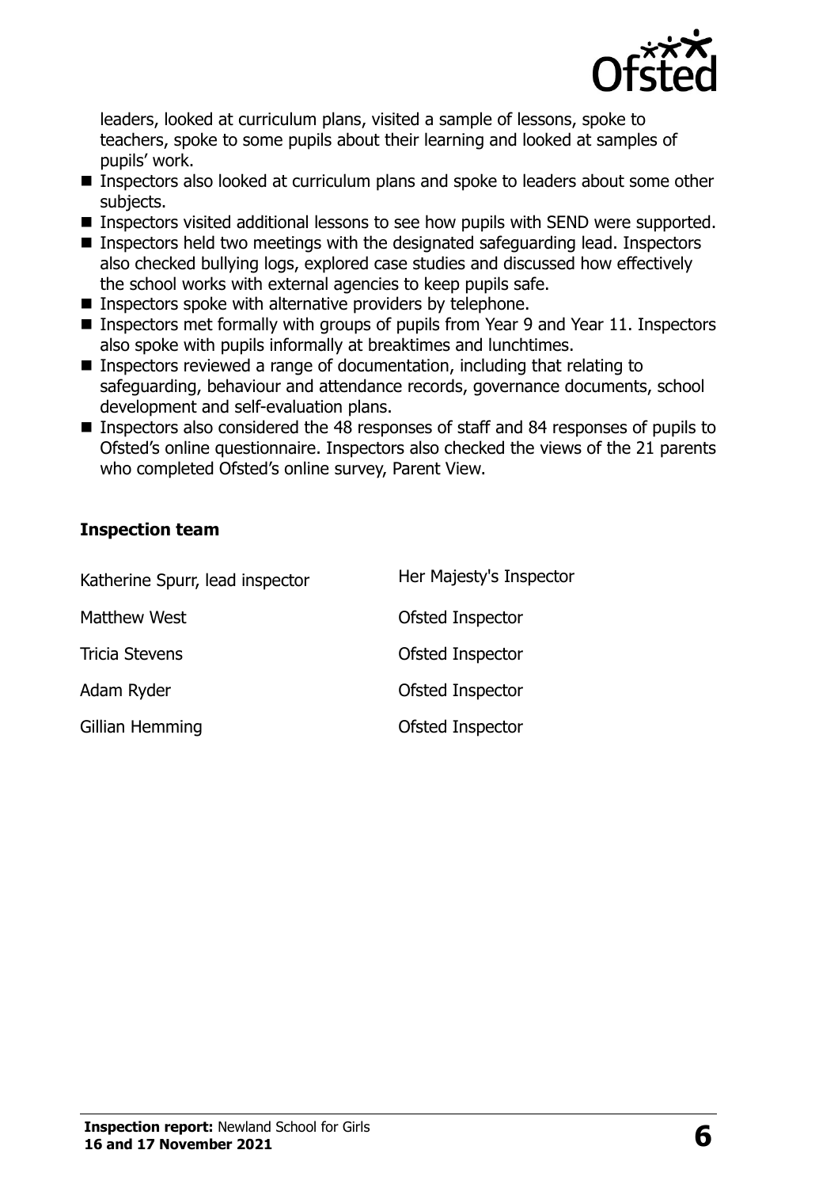leaders, looked at curriculum plans, visited a sample of lessons, spoke to teachers, spoke to some pupils about their learning and looked at samples of pupils' work.

- Inspectors also looked at curriculum plans and spoke to leaders about some other subjects.
- Inspectors visited additional lessons to see how pupils with SEND were supported.
- Inspectors held two meetings with the designated safeguarding lead. Inspectors also checked bullying logs, explored case studies and discussed how effectively the school works with external agencies to keep pupils safe.
- Inspectors spoke with alternative providers by telephone.
- Inspectors met formally with groups of pupils from Year 9 and Year 11. Inspectors also spoke with pupils informally at breaktimes and lunchtimes.
- Inspectors reviewed a range of documentation, including that relating to safeguarding, behaviour and attendance records, governance documents, school development and self-evaluation plans.
- Inspectors also considered the 48 responses of staff and 84 responses of pupils to Ofsted's online questionnaire. Inspectors also checked the views of the 21 parents who completed Ofsted's online survey, Parent View.

### Inspection team

| | |
|---|---|
| Katherine Spurr, lead inspector | Her Majesty's Inspector |
| Matthew West | Ofsted Inspector |
| Tricia Stevens | Ofsted Inspector |
| Adam Ryder | Ofsted Inspector |
| Gillian Hemming | Ofsted Inspector |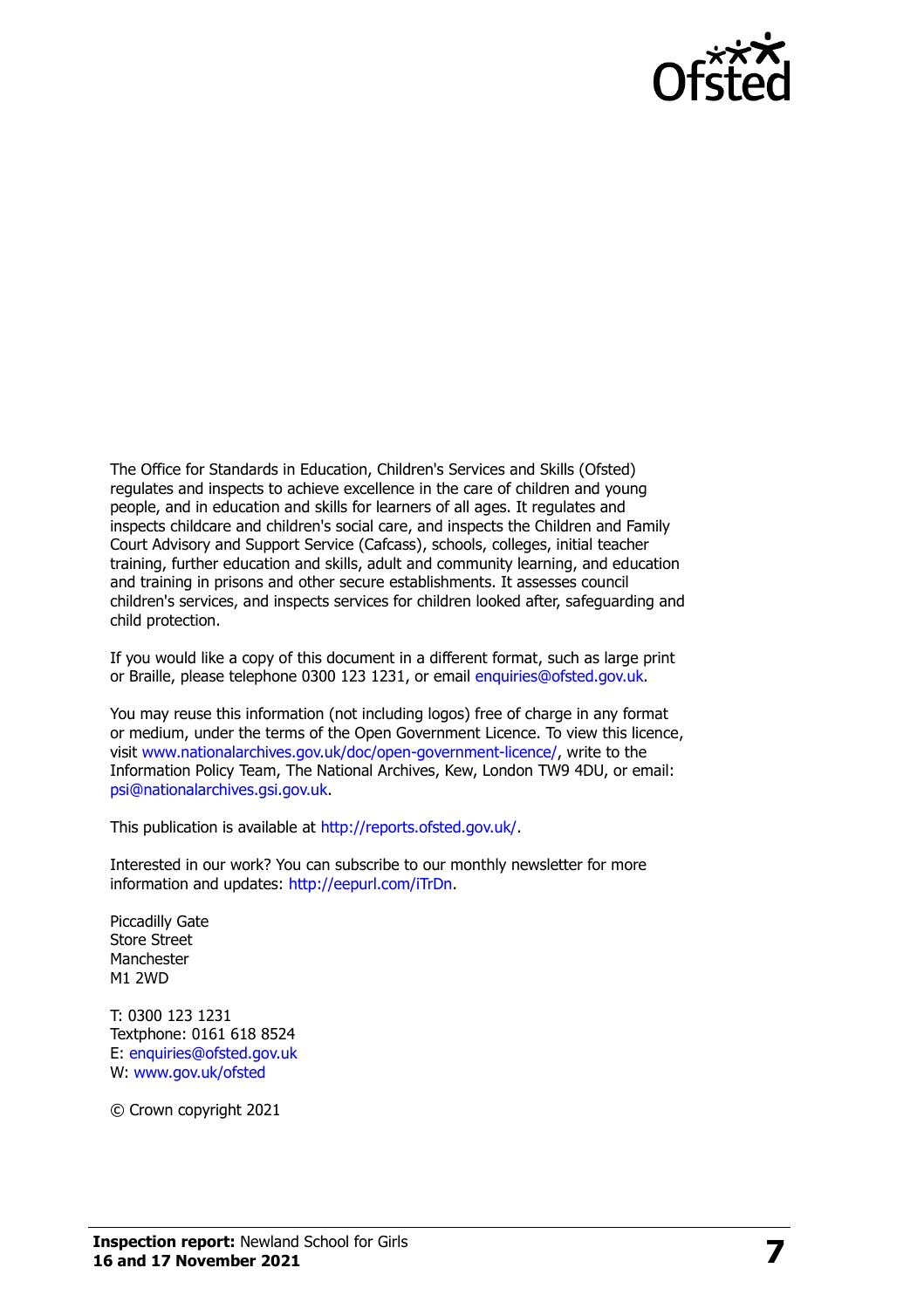The Office for Standards in Education, Children's Services and Skills (Ofsted) regulates and inspects to achieve excellence in the care of children and young people, and in education and skills for learners of all ages. It regulates and inspects childcare and children's social care, and inspects the Children and Family Court Advisory and Support Service (Cafcass), schools, colleges, initial teacher training, further education and skills, adult and community learning, and education and training in prisons and other secure establishments. It assesses council children's services, and inspects services for children looked after, safeguarding and child protection.

If you would like a copy of this document in a different format, such as large print or Braille, please telephone 0300 123 1231, or email enquiries@ofsted.gov.uk.

You may reuse this information (not including logos) free of charge in any format or medium, under the terms of the Open Government Licence. To view this licence, visit www.nationalarchives.gov.uk/doc/open-government-licence/, write to the Information Policy Team, The National Archives, Kew, London TW9 4DU, or email: psi@nationalarchives.gsi.gov.uk.

This publication is available at http://reports.ofsted.gov.uk/.

Interested in our work? You can subscribe to our monthly newsletter for more information and updates: http://eepurl.com/iTrDn.

Piccadilly Gate
Store Street
Manchester
M1 2WD

T: 0300 123 1231
Textphone: 0161 618 8524
E: enquiries@ofsted.gov.uk
W: www.gov.uk/ofsted

© Crown copyright 2021